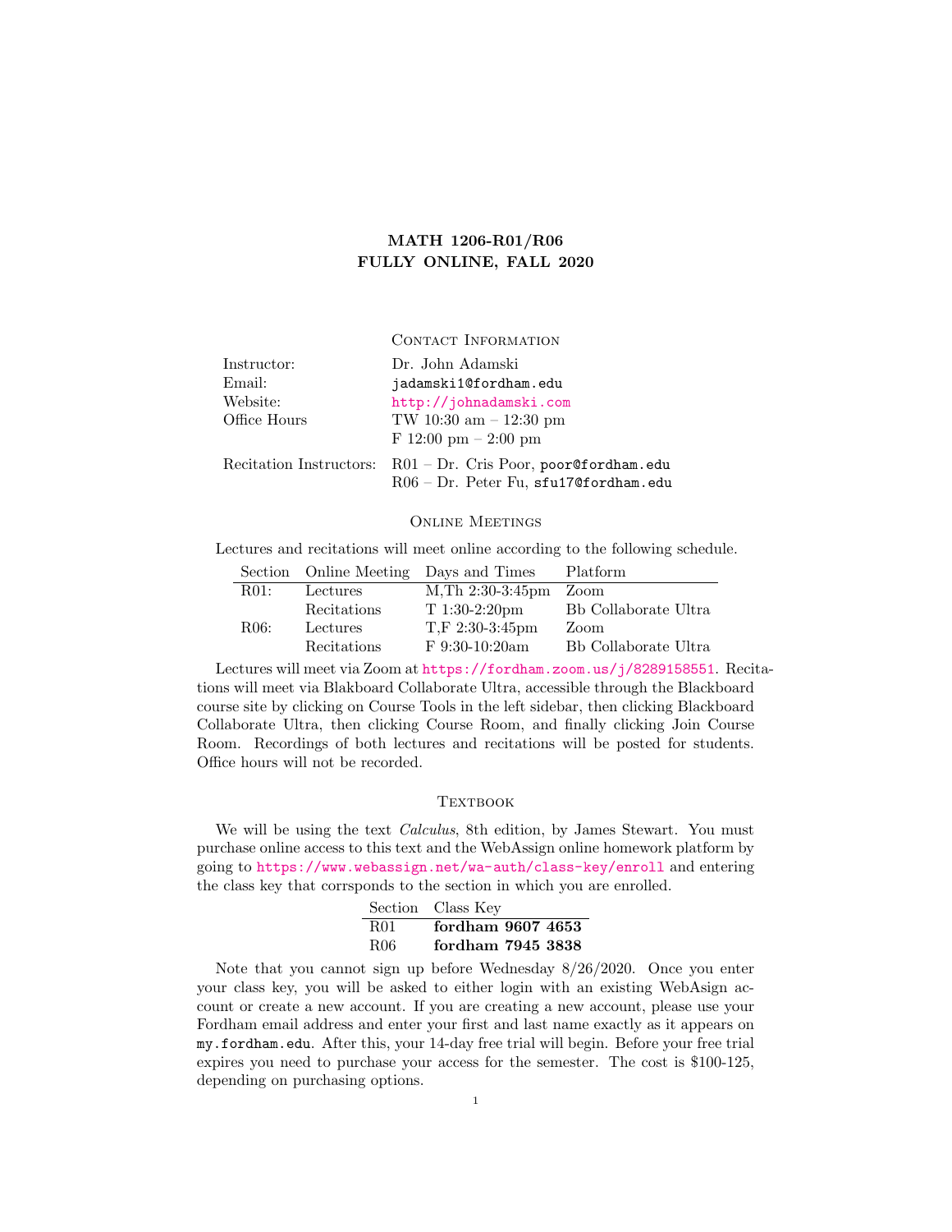# MATH 1206-R01/R06
# FULLY ONLINE, FALL 2020

## Contact Information

| | |
|---|---|
| Instructor: | Dr. John Adamski |
| Email: | jadamski1@fordham.edu |
| Website: | http://johnadamski.com |
| Office Hours | TW 10:30 am – 12:30 pm |
| | F 12:00 pm – 2:00 pm |
| Recitation Instructors: | R01 – Dr. Cris Poor, poor@fordham.edu |
| | R06 – Dr. Peter Fu, sfu17@fordham.edu |

## Online Meetings

Lectures and recitations will meet online according to the following schedule.

| Section | Online Meeting | Days and Times | Platform |
|---|---|---|---|
| R01: | Lectures | M,Th 2:30-3:45pm | Zoom |
| | Recitations | T 1:30-2:20pm | Bb Collaborate Ultra |
| R06: | Lectures | T,F 2:30-3:45pm | Zoom |
| | Recitations | F 9:30-10:20am | Bb Collaborate Ultra |

Lectures will meet via Zoom at https://fordham.zoom.us/j/8289158551. Recitations will meet via Blakboard Collaborate Ultra, accessible through the Blackboard course site by clicking on Course Tools in the left sidebar, then clicking Blackboard Collaborate Ultra, then clicking Course Room, and finally clicking Join Course Room. Recordings of both lectures and recitations will be posted for students. Office hours will not be recorded.

## Textbook

We will be using the text *Calculus*, 8th edition, by James Stewart. You must purchase online access to this text and the WebAssign online homework platform by going to https://www.webassign.net/wa-auth/class-key/enroll and entering the class key that corrsponds to the section in which you are enrolled.

| Section | Class Key |
|---|---|
| R01 | **fordham 9607 4653** |
| R06 | **fordham 7945 3838** |

Note that you cannot sign up before Wednesday 8/26/2020. Once you enter your class key, you will be asked to either login with an existing WebAsign account or create a new account. If you are creating a new account, please use your Fordham email address and enter your first and last name exactly as it appears on my.fordham.edu. After this, your 14-day free trial will begin. Before your free trial expires you need to purchase your access for the semester. The cost is $100-125, depending on purchasing options.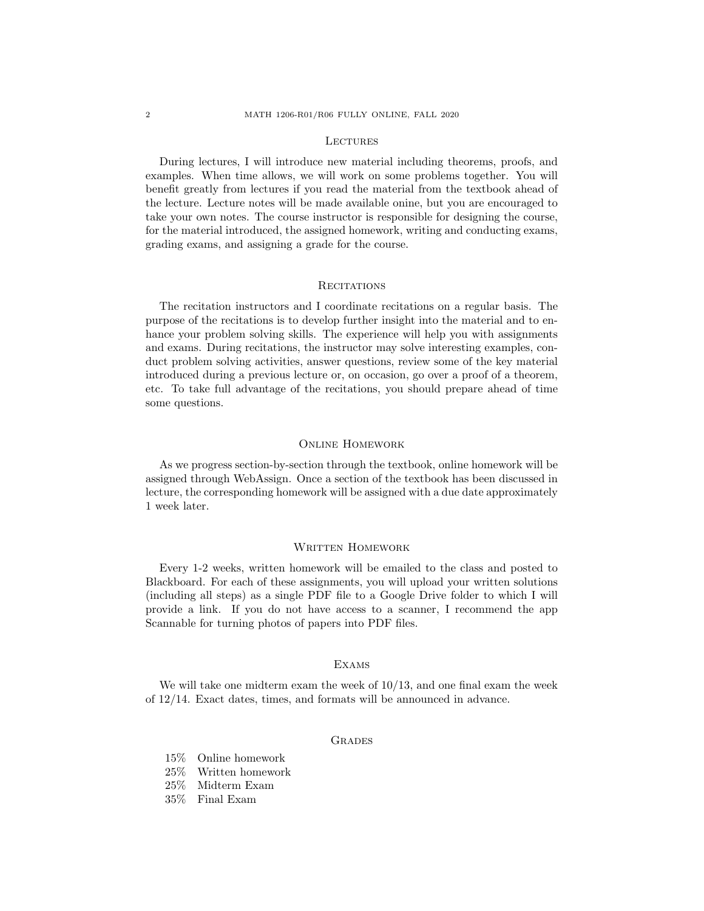## Lectures

During lectures, I will introduce new material including theorems, proofs, and examples. When time allows, we will work on some problems together. You will benefit greatly from lectures if you read the material from the textbook ahead of the lecture. Lecture notes will be made available onine, but you are encouraged to take your own notes. The course instructor is responsible for designing the course, for the material introduced, the assigned homework, writing and conducting exams, grading exams, and assigning a grade for the course.

## Recitations

The recitation instructors and I coordinate recitations on a regular basis. The purpose of the recitations is to develop further insight into the material and to enhance your problem solving skills. The experience will help you with assignments and exams. During recitations, the instructor may solve interesting examples, conduct problem solving activities, answer questions, review some of the key material introduced during a previous lecture or, on occasion, go over a proof of a theorem, etc. To take full advantage of the recitations, you should prepare ahead of time some questions.

## Online Homework

As we progress section-by-section through the textbook, online homework will be assigned through WebAssign. Once a section of the textbook has been discussed in lecture, the corresponding homework will be assigned with a due date approximately 1 week later.

## Written Homework

Every 1-2 weeks, written homework will be emailed to the class and posted to Blackboard. For each of these assignments, you will upload your written solutions (including all steps) as a single PDF file to a Google Drive folder to which I will provide a link. If you do not have access to a scanner, I recommend the app Scannable for turning photos of papers into PDF files.

## Exams

We will take one midterm exam the week of 10/13, and one final exam the week of 12/14. Exact dates, times, and formats will be announced in advance.

## Grades

- 15% Online homework
- 25% Written homework
- 25% Midterm Exam
- 35% Final Exam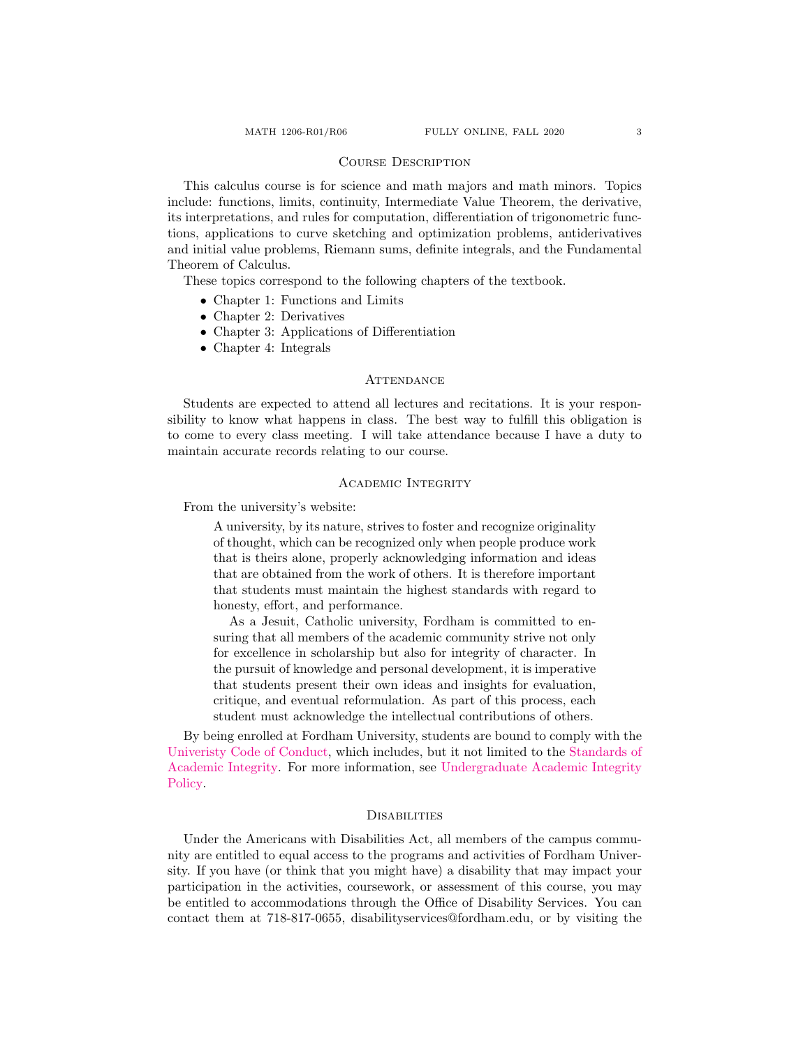## Course Description

This calculus course is for science and math majors and math minors. Topics include: functions, limits, continuity, Intermediate Value Theorem, the derivative, its interpretations, and rules for computation, differentiation of trigonometric functions, applications to curve sketching and optimization problems, antiderivatives and initial value problems, Riemann sums, definite integrals, and the Fundamental Theorem of Calculus.

These topics correspond to the following chapters of the textbook.

- Chapter 1: Functions and Limits
- Chapter 2: Derivatives
- Chapter 3: Applications of Differentiation
- Chapter 4: Integrals

## Attendance

Students are expected to attend all lectures and recitations. It is your responsibility to know what happens in class. The best way to fulfill this obligation is to come to every class meeting. I will take attendance because I have a duty to maintain accurate records relating to our course.

## Academic Integrity

From the university's website:

> A university, by its nature, strives to foster and recognize originality of thought, which can be recognized only when people produce work that is theirs alone, properly acknowledging information and ideas that are obtained from the work of others. It is therefore important that students must maintain the highest standards with regard to honesty, effort, and performance.
>
> As a Jesuit, Catholic university, Fordham is committed to ensuring that all members of the academic community strive not only for excellence in scholarship but also for integrity of character. In the pursuit of knowledge and personal development, it is imperative that students present their own ideas and insights for evaluation, critique, and eventual reformulation. As part of this process, each student must acknowledge the intellectual contributions of others.

By being enrolled at Fordham University, students are bound to comply with the Univeristy Code of Conduct, which includes, but it not limited to the Standards of Academic Integrity. For more information, see Undergraduate Academic Integrity Policy.

## Disabilities

Under the Americans with Disabilities Act, all members of the campus community are entitled to equal access to the programs and activities of Fordham University. If you have (or think that you might have) a disability that may impact your participation in the activities, coursework, or assessment of this course, you may be entitled to accommodations through the Office of Disability Services. You can contact them at 718-817-0655, disabilityservices@fordham.edu, or by visiting the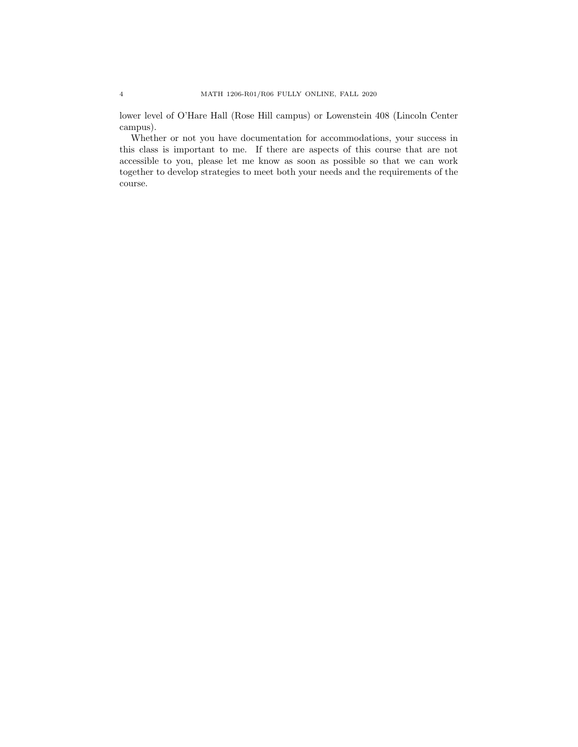lower level of O'Hare Hall (Rose Hill campus) or Lowenstein 408 (Lincoln Center campus).

Whether or not you have documentation for accommodations, your success in this class is important to me. If there are aspects of this course that are not accessible to you, please let me know as soon as possible so that we can work together to develop strategies to meet both your needs and the requirements of the course.